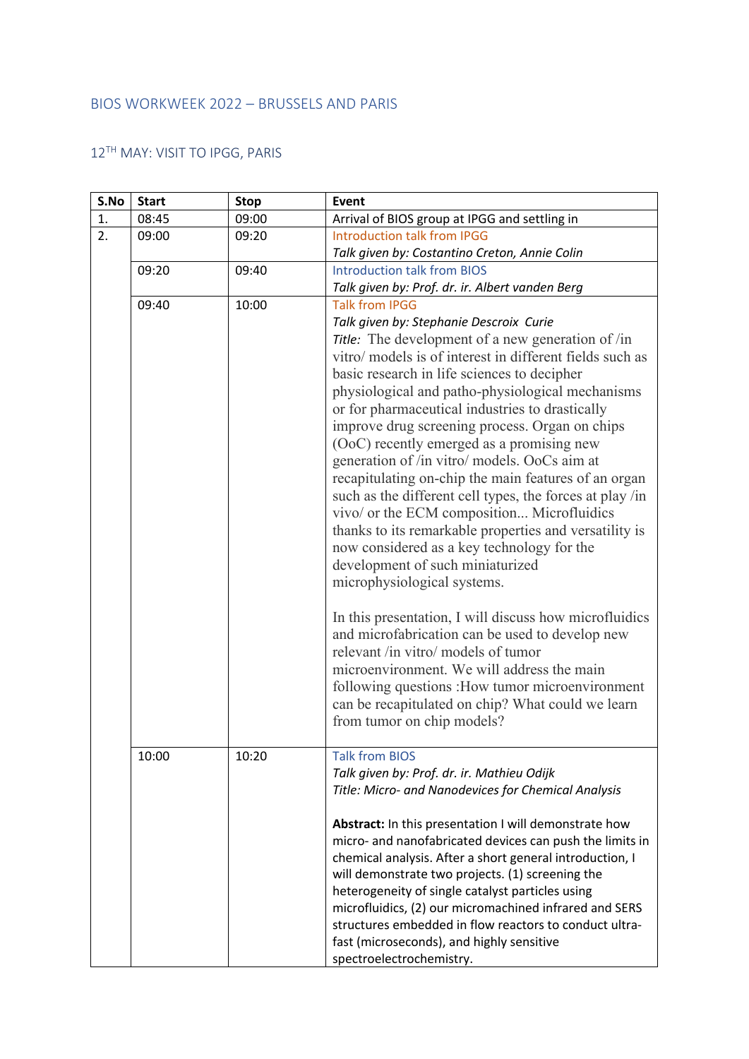# BIOS WORKWEEK 2022 – BRUSSELS AND PARIS

## 12TH MAY: VISIT TO IPGG, PARIS

| S.No | Start | Stop | Event |
|---|---|---|---|
| 1. | 08:45 | 09:00 | Arrival of BIOS group at IPGG and settling in |
| 2. | 09:00 | 09:20 | Introduction talk from IPGG<br>*Talk given by: Costantino Creton, Annie Colin* |
| | 09:20 | 09:40 | Introduction talk from BIOS<br>*Talk given by: Prof. dr. ir. Albert vanden Berg* |
| | 09:40 | 10:00 | Talk from IPGG<br>*Talk given by: Stephanie Descroix Curie*<br>*Title:* The development of a new generation of /in vitro/ models is of interest in different fields such as basic research in life sciences to decipher physiological and patho-physiological mechanisms or for pharmaceutical industries to drastically improve drug screening process. Organ on chips (OoC) recently emerged as a promising new generation of /in vitro/ models. OoCs aim at recapitulating on-chip the main features of an organ such as the different cell types, the forces at play /in vivo/ or the ECM composition... Microfluidics thanks to its remarkable properties and versatility is now considered as a key technology for the development of such miniaturized microphysiological systems.<br><br>In this presentation, I will discuss how microfluidics and microfabrication can be used to develop new relevant /in vitro/ models of tumor microenvironment. We will address the main following questions :How tumor microenvironment can be recapitulated on chip? What could we learn from tumor on chip models? |
| | 10:00 | 10:20 | Talk from BIOS<br>*Talk given by: Prof. dr. ir. Mathieu Odijk*<br>*Title: Micro- and Nanodevices for Chemical Analysis*<br><br>**Abstract:** In this presentation I will demonstrate how micro- and nanofabricated devices can push the limits in chemical analysis. After a short general introduction, I will demonstrate two projects. (1) screening the heterogeneity of single catalyst particles using microfluidics, (2) our micromachined infrared and SERS structures embedded in flow reactors to conduct ultra-fast (microseconds), and highly sensitive spectroelectrochemistry. |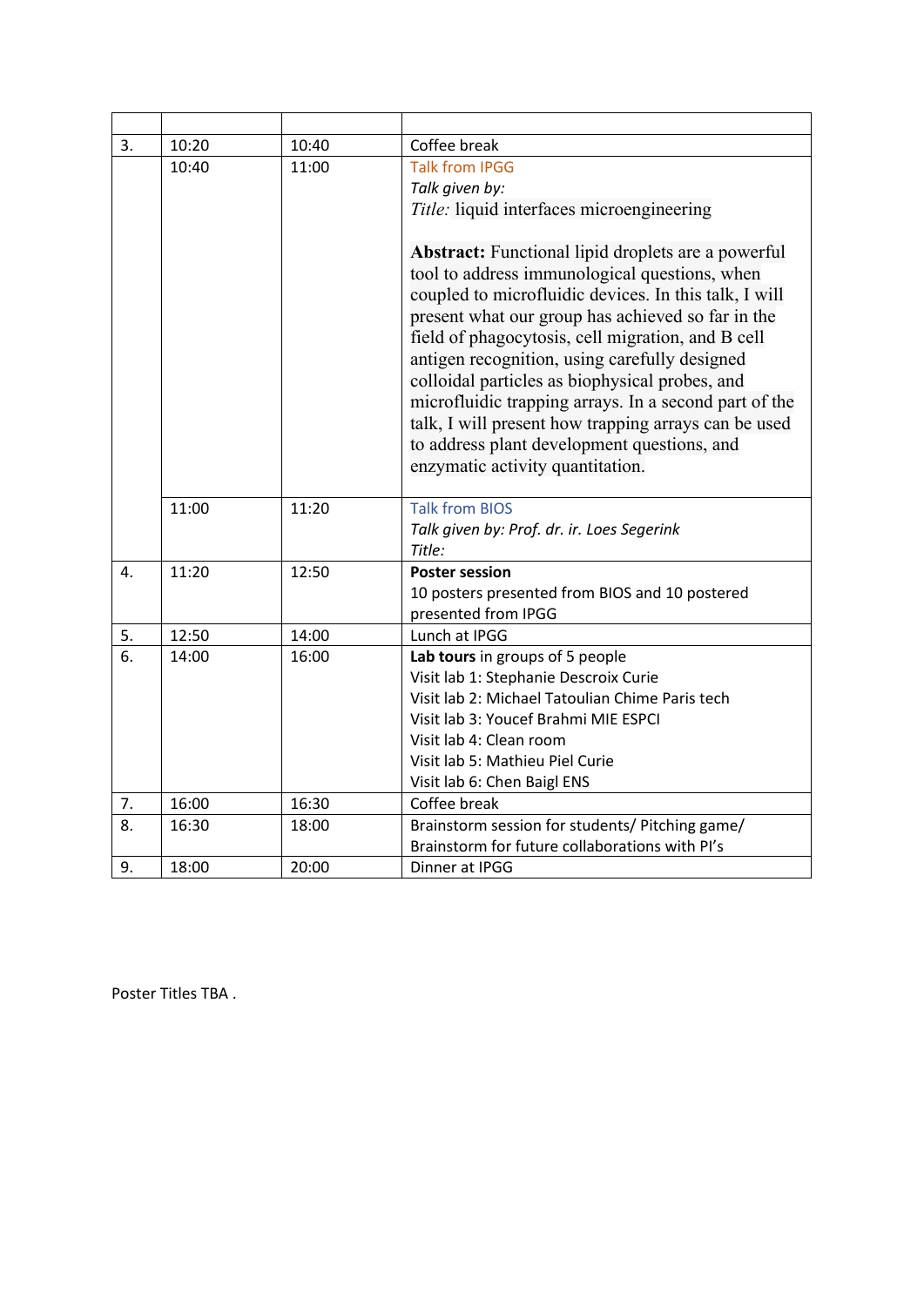| | | | |
|---|---|---|---|
| 3. | 10:20 | 10:40 | Coffee break |
| | 10:40 | 11:00 | Talk from IPGG<br>*Talk given by:*<br>*Title:* liquid interfaces microengineering<br><br>**Abstract:** Functional lipid droplets are a powerful tool to address immunological questions, when coupled to microfluidic devices. In this talk, I will present what our group has achieved so far in the field of phagocytosis, cell migration, and B cell antigen recognition, using carefully designed colloidal particles as biophysical probes, and microfluidic trapping arrays. In a second part of the talk, I will present how trapping arrays can be used to address plant development questions, and enzymatic activity quantitation. |
| | 11:00 | 11:20 | Talk from BIOS<br>*Talk given by: Prof. dr. ir. Loes Segerink*<br>*Title:* |
| 4. | 11:20 | 12:50 | **Poster session**<br>10 posters presented from BIOS and 10 postered presented from IPGG |
| 5. | 12:50 | 14:00 | Lunch at IPGG |
| 6. | 14:00 | 16:00 | **Lab tours** in groups of 5 people<br>Visit lab 1: Stephanie Descroix Curie<br>Visit lab 2: Michael Tatoulian Chime Paris tech<br>Visit lab 3: Youcef Brahmi MIE ESPCI<br>Visit lab 4: Clean room<br>Visit lab 5: Mathieu Piel Curie<br>Visit lab 6: Chen Baigl ENS |
| 7. | 16:00 | 16:30 | Coffee break |
| 8. | 16:30 | 18:00 | Brainstorm session for students/ Pitching game/ Brainstorm for future collaborations with PI's |
| 9. | 18:00 | 20:00 | Dinner at IPGG |

Poster Titles TBA .